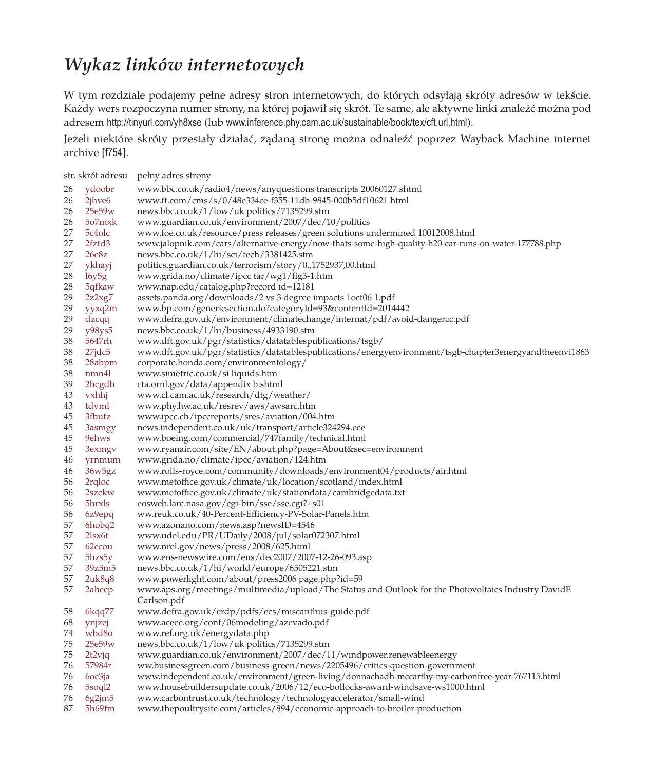# *Wykaz linków internetowych*

W tym rozdziale podajemy pełne adresy stron internetowych, do których odsyłają skróty adresów w tekście. Każdy wers rozpoczyna numer strony, na której pojawił się skrót. Te same, ale aktywne linki znaleźć można pod adresem http://tinyurl.com/yh8xse (lub www.inference.phy.cam.ac.uk/sustainable/book/tex/cft.url.html).

Jeżeli niektóre skróty przestały działać, żądaną stronę można odnaleźć poprzez Wayback Machine internet archive [f754].

| str. | skrót adresu | pełny adres strony |
|---|---|---|
| 26 | ydoobr | www.bbc.co.uk/radio4/news/anyquestions transcripts 20060127.shtml |
| 26 | 2jhve6 | www.ft.com/cms/s/0/48e334ce-f355-11db-9845-000b5df10621.html |
| 26 | 25e59w | news.bbc.co.uk/1/low/uk politics/7135299.stm |
| 26 | 5o7mxk | www.guardian.co.uk/environment/2007/dec/10/politics |
| 27 | 5c4olc | www.foe.co.uk/resource/press releases/green solutions undermined 10012008.html |
| 27 | 2fztd3 | www.jalopnik.com/cars/alternative-energy/now-thats-some-high-quality-h20-car-runs-on-water-177788.php |
| 27 | 26e8z | news.bbc.co.uk/1/hi/sci/tech/3381425.stm |
| 27 | ykhayj | politics.guardian.co.uk/terrorism/story/0,,1752937,00.html |
| 28 | l6y5g | www.grida.no/climate/ipcc tar/wg1/fig3-1.htm |
| 28 | 5qfkaw | www.nap.edu/catalog.php?record id=12181 |
| 29 | 2z2xg7 | assets.panda.org/downloads/2 vs 3 degree impacts 1oct06 1.pdf |
| 29 | yyxq2m | www.bp.com/genericsection.do?categoryId=93&contentId=2014442 |
| 29 | dzcqq | www.defra.gov.uk/environment/climatechange/internat/pdf/avoid-dangercc.pdf |
| 29 | y98ys5 | news.bbc.co.uk/1/hi/business/4933190.stm |
| 38 | 5647rh | www.dft.gov.uk/pgr/statistics/datatablespublications/tsgb/ |
| 38 | 27jdc5 | www.dft.gov.uk/pgr/statistics/datatablespublications/energyenvironment/tsgb-chapter3energyandtheenvi1863 |
| 38 | 28abpm | corporate.honda.com/environmentology/ |
| 38 | nmn4l | www.simetric.co.uk/si liquids.htm |
| 39 | 2hcgdh | cta.ornl.gov/data/appendix b.shtml |
| 43 | vxhhj | www.cl.cam.ac.uk/research/dtg/weather/ |
| 43 | tdvml | www.phy.hw.ac.uk/resrev/aws/awsarc.htm |
| 45 | 3fbufz | www.ipcc.ch/ipccreports/sres/aviation/004.htm |
| 45 | 3asmgy | news.independent.co.uk/uk/transport/article324294.ece |
| 45 | 9ehws | www.boeing.com/commercial/747family/technical.html |
| 45 | 3exmgv | www.ryanair.com/site/EN/about.php?page=About&sec=environment |
| 46 | yrnmum | www.grida.no/climate/ipcc/aviation/124.htm |
| 46 | 36w5gz | www.rolls-royce.com/community/downloads/environment04/products/air.html |
| 56 | 2rqloc | www.metoffice.gov.uk/climate/uk/location/scotland/index.html |
| 56 | 2szckw | www.metoffice.gov.uk/climate/uk/stationdata/cambridgedata.txt |
| 56 | 5hrxls | eosweb.larc.nasa.gov/cgi-bin/sse/sse.cgi?+s01 |
| 56 | 6z9epq | ww.reuk.co.uk/40-Percent-Efficiency-PV-Solar-Panels.htm |
| 57 | 6hobq2 | www.azonano.com/news.asp?newsID=4546 |
| 57 | 2lsx6t | www.udel.edu/PR/UDaily/2008/jul/solar072307.html |
| 57 | 62ccou | www.nrel.gov/news/press/2008/625.html |
| 57 | 5hzs5y | www.ens-newswire.com/ens/dec2007/2007-12-26-093.asp |
| 57 | 39z5m5 | news.bbc.co.uk/1/hi/world/europe/6505221.stm |
| 57 | 2uk8q8 | www.powerlight.com/about/press2006 page.php?id=59 |
| 57 | 2ahecp | www.aps.org/meetings/multimedia/upload/The Status and Outlook for the Photovoltaics Industry DavidE Carlson.pdf |
| 58 | 6kqq77 | www.defra.gov.uk/erdp/pdfs/ecs/miscanthus-guide.pdf |
| 68 | ynjzej | www.aceee.org/conf/06modeling/azevado.pdf |
| 74 | wbd8o | www.ref.org.uk/energydata.php |
| 75 | 25e59w | news.bbc.co.uk/1/low/uk politics/7135299.stm |
| 75 | 2t2vjq | www.guardian.co.uk/environment/2007/dec/11/windpower.renewableenergy |
| 76 | 57984r | ww.businessgreen.com/business-green/news/2205496/critics-question-government |
| 76 | 6oc3ja | www.independent.co.uk/environment/green-living/donnachadh-mccarthy-my-carbonfree-year-767115.html |
| 76 | 5soql2 | www.housebuildersupdate.co.uk/2006/12/eco-bollocks-award-windsave-ws1000.html |
| 76 | 6g2jm5 | www.carbontrust.co.uk/technology/technologyaccelerator/small-wind |
| 87 | 5h69fm | www.thepoultrysite.com/articles/894/economic-approach-to-broiler-production |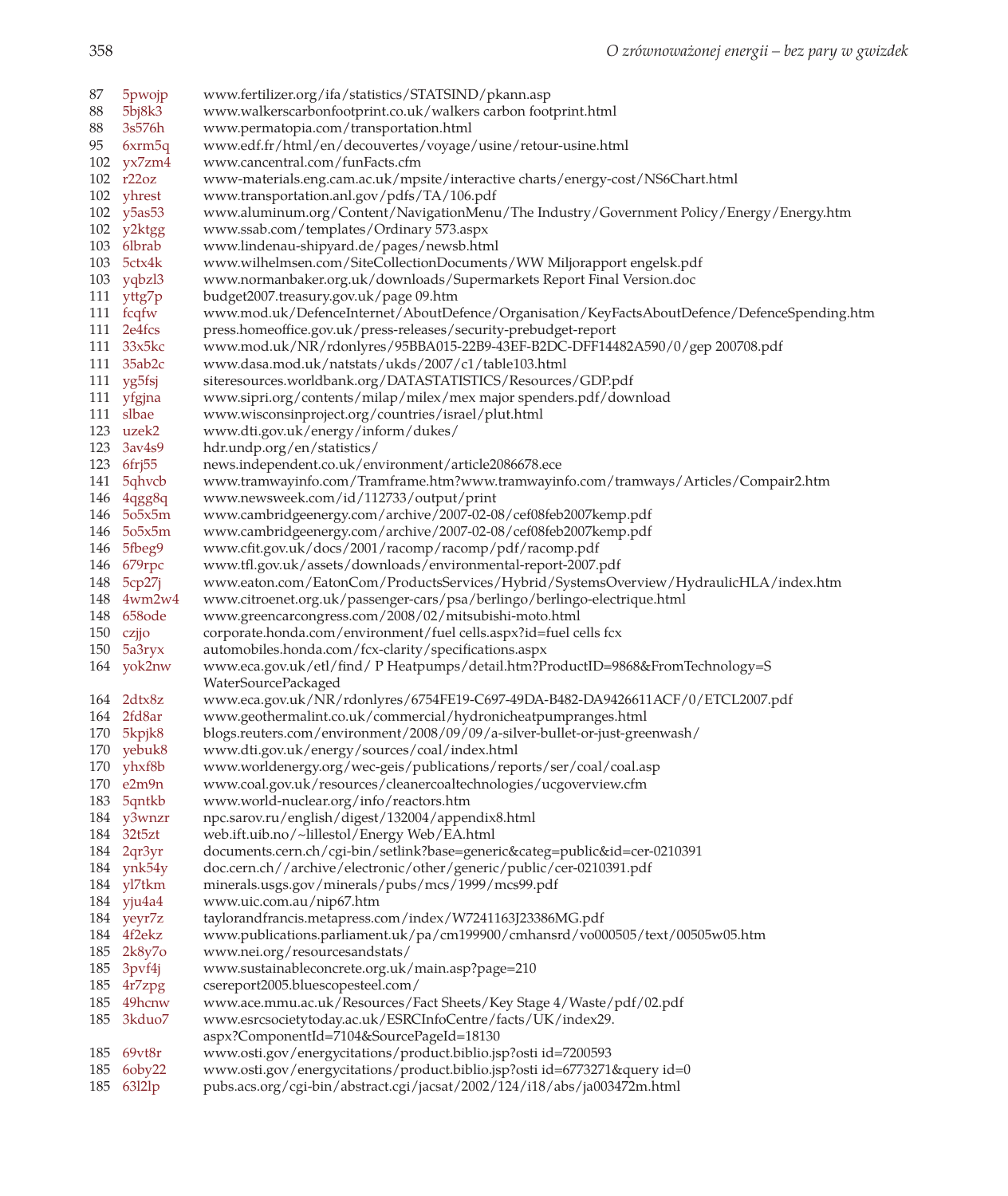| | | |
|---|---|---|
| 87 | 5pwojp | www.fertilizer.org/ifa/statistics/STATSIND/pkann.asp |
| 88 | 5bj8k3 | www.walkerscarbonfootprint.co.uk/walkers carbon footprint.html |
| 88 | 3s576h | www.permatopia.com/transportation.html |
| 95 | 6xrm5q | www.edf.fr/html/en/decouvertes/voyage/usine/retour-usine.html |
| 102 | yx7zm4 | www.cancentral.com/funFacts.cfm |
| 102 | r22oz | www-materials.eng.cam.ac.uk/mpsite/interactive charts/energy-cost/NS6Chart.html |
| 102 | yhrest | www.transportation.anl.gov/pdfs/TA/106.pdf |
| 102 | y5as53 | www.aluminum.org/Content/NavigationMenu/The Industry/Government Policy/Energy/Energy.htm |
| 102 | y2ktgg | www.ssab.com/templates/Ordinary 573.aspx |
| 103 | 6lbrab | www.lindenau-shipyard.de/pages/newsb.html |
| 103 | 5ctx4k | www.wilhelmsen.com/SiteCollectionDocuments/WW Miljorapport engelsk.pdf |
| 103 | yqbzl3 | www.normanbaker.org.uk/downloads/Supermarkets Report Final Version.doc |
| 111 | yttg7p | budget2007.treasury.gov.uk/page 09.htm |
| 111 | fcqfw | www.mod.uk/DefenceInternet/AboutDefence/Organisation/KeyFactsAboutDefence/DefenceSpending.htm |
| 111 | 2e4fcs | press.homeoffice.gov.uk/press-releases/security-prebudget-report |
| 111 | 33x5kc | www.mod.uk/NR/rdonlyres/95BBA015-22B9-43EF-B2DC-DFF14482A590/0/gep 200708.pdf |
| 111 | 35ab2c | www.dasa.mod.uk/natstats/ukds/2007/c1/table103.html |
| 111 | yg5fsj | siteresources.worldbank.org/DATASTATISTICS/Resources/GDP.pdf |
| 111 | yfgjna | www.sipri.org/contents/milap/milex/mex major spenders.pdf/download |
| 111 | slbae | www.wisconsinproject.org/countries/israel/plut.html |
| 123 | uzek2 | www.dti.gov.uk/energy/inform/dukes/ |
| 123 | 3av4s9 | hdr.undp.org/en/statistics/ |
| 123 | 6frj55 | news.independent.co.uk/environment/article2086678.ece |
| 141 | 5qhvcb | www.tramwayinfo.com/Tramframe.htm?www.tramwayinfo.com/tramways/Articles/Compair2.htm |
| 146 | 4qgg8q | www.newsweek.com/id/112733/output/print |
| 146 | 5o5x5m | www.cambridgeenergy.com/archive/2007-02-08/cef08feb2007kemp.pdf |
| 146 | 5o5x5m | www.cambridgeenergy.com/archive/2007-02-08/cef08feb2007kemp.pdf |
| 146 | 5fbeg9 | www.cfit.gov.uk/docs/2001/racomp/racomp/pdf/racomp.pdf |
| 146 | 679rpc | www.tfl.gov.uk/assets/downloads/environmental-report-2007.pdf |
| 148 | 5cp27j | www.eaton.com/EatonCom/ProductsServices/Hybrid/SystemsOverview/HydraulicHLA/index.htm |
| 148 | 4wm2w4 | www.citroenet.org.uk/passenger-cars/psa/berlingo/berlingo-electrique.html |
| 148 | 658ode | www.greencarcongress.com/2008/02/mitsubishi-moto.html |
| 150 | czjjo | corporate.honda.com/environment/fuel cells.aspx?id=fuel cells fcx |
| 150 | 5a3ryx | automobiles.honda.com/fcx-clarity/specifications.aspx |
| 164 | yok2nw | www.eca.gov.uk/etl/find/ P Heatpumps/detail.htm?ProductID=9868&FromTechnology=S WaterSourcePackaged |
| 164 | 2dtx8z | www.eca.gov.uk/NR/rdonlyres/6754FE19-C697-49DA-B482-DA9426611ACF/0/ETCL2007.pdf |
| 164 | 2fd8ar | www.geothermalint.co.uk/commercial/hydronicheatpumpranges.html |
| 170 | 5kpjk8 | blogs.reuters.com/environment/2008/09/09/a-silver-bullet-or-just-greenwash/ |
| 170 | yebuk8 | www.dti.gov.uk/energy/sources/coal/index.html |
| 170 | yhxf8b | www.worldenergy.org/wec-geis/publications/reports/ser/coal/coal.asp |
| 170 | e2m9n | www.coal.gov.uk/resources/cleanercoaltechnologies/ucgoverview.cfm |
| 183 | 5qntkb | www.world-nuclear.org/info/reactors.htm |
| 184 | y3wnzr | npc.sarov.ru/english/digest/132004/appendix8.html |
| 184 | 32t5zt | web.ift.uib.no/~lillestol/Energy Web/EA.html |
| 184 | 2qr3yr | documents.cern.ch/cgi-bin/setlink?base=generic&categ=public&id=cer-0210391 |
| 184 | ynk54y | doc.cern.ch//archive/electronic/other/generic/public/cer-0210391.pdf |
| 184 | yl7tkm | minerals.usgs.gov/minerals/pubs/mcs/1999/mcs99.pdf |
| 184 | yju4a4 | www.uic.com.au/nip67.htm |
| 184 | yeyr7z | taylorandfrancis.metapress.com/index/W7241163J23386MG.pdf |
| 184 | 4f2ekz | www.publications.parliament.uk/pa/cm199900/cmhansrd/vo000505/text/00505w05.htm |
| 185 | 2k8y7o | www.nei.org/resourcesandstats/ |
| 185 | 3pvf4j | www.sustainableconcrete.org.uk/main.asp?page=210 |
| 185 | 4r7zpg | csereport2005.bluescopesteel.com/ |
| 185 | 49hcnw | www.ace.mmu.ac.uk/Resources/Fact Sheets/Key Stage 4/Waste/pdf/02.pdf |
| 185 | 3kduo7 | www.esrcsocietytoday.ac.uk/ESRCInfoCentre/facts/UK/index29. aspx?ComponentId=7104&SourcePageId=18130 |
| 185 | 69vt8r | www.osti.gov/energycitations/product.biblio.jsp?osti id=7200593 |
| 185 | 6oby22 | www.osti.gov/energycitations/product.biblio.jsp?osti id=6773271&query id=0 |
| 185 | 63l2lp | pubs.acs.org/cgi-bin/abstract.cgi/jacsat/2002/124/i18/abs/ja003472m.html |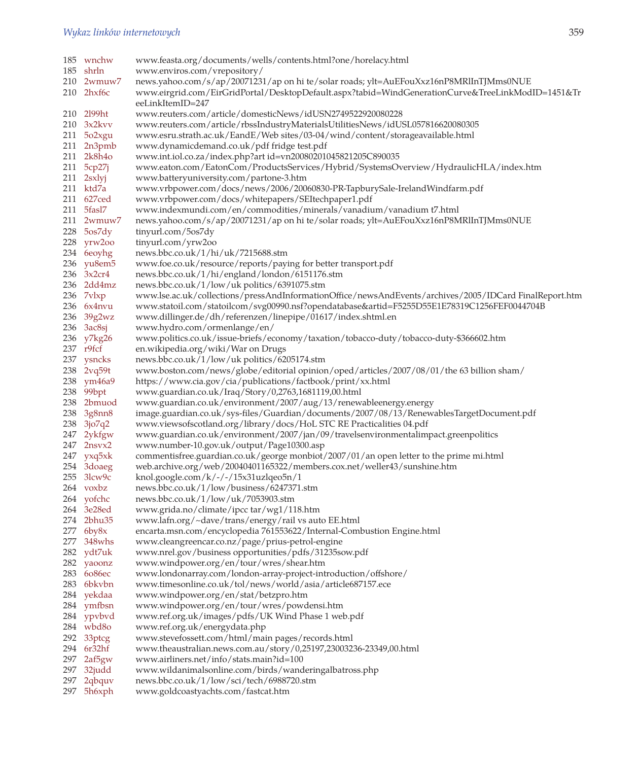| | | |
|---|---|---|
| 185 | wnchw | www.feasta.org/documents/wells/contents.html?one/horelacy.html |
| 185 | shrln | www.enviros.com/vrepository/ |
| 210 | 2wmuw7 | news.yahoo.com/s/ap/20071231/ap on hi te/solar roads; ylt=AuEFouXxz16nP8MRlInTJMms0NUE |
| 210 | 2hxf6c | www.eirgrid.com/EirGridPortal/DesktopDefault.aspx?tabid=WindGenerationCurve&TreeLinkModID=1451&TreeLinkItemID=247 |
| 210 | 2l99ht | www.reuters.com/article/domesticNews/idUSN2749522920080228 |
| 210 | 3x2kvv | www.reuters.com/article/rbssIndustryMaterialsUtilitiesNews/idUSL057816620080305 |
| 211 | 5o2xgu | www.esru.strath.ac.uk/EandE/Web sites/03-04/wind/content/storageavailable.html |
| 211 | 2n3pmb | www.dynamicdemand.co.uk/pdf fridge test.pdf |
| 211 | 2k8h4o | www.int.iol.co.za/index.php?art id=vn20080201045821205C890035 |
| 211 | 5cp27j | www.eaton.com/EatonCom/ProductsServices/Hybrid/SystemsOverview/HydraulicHLA/index.htm |
| 211 | 2sxlyj | www.batteryuniversity.com/partone-3.htm |
| 211 | ktd7a | www.vrbpower.com/docs/news/2006/20060830-PR-TapburySale-IrelandWindfarm.pdf |
| 211 | 627ced | www.vrbpower.com/docs/whitepapers/SEItechpaper1.pdf |
| 211 | 5fasl7 | www.indexmundi.com/en/commodities/minerals/vanadium/vanadium t7.html |
| 211 | 2wmuw7 | news.yahoo.com/s/ap/20071231/ap on hi te/solar roads; ylt=AuEFouXxz16nP8MRlInTJMms0NUE |
| 228 | 5os7dy | tinyurl.com/5os7dy |
| 228 | yrw2oo | tinyurl.com/yrw2oo |
| 234 | 6eoyhg | news.bbc.co.uk/1/hi/uk/7215688.stm |
| 236 | yu8em5 | www.foe.co.uk/resource/reports/paying for better transport.pdf |
| 236 | 3x2cr4 | news.bbc.co.uk/1/hi/england/london/6151176.stm |
| 236 | 2dd4mz | news.bbc.co.uk/1/low/uk politics/6391075.stm |
| 236 | 7vlxp | www.lse.ac.uk/collections/pressAndInformationOffice/newsAndEvents/archives/2005/IDCard FinalReport.htm |
| 236 | 6x4nvu | www.statoil.com/statoilcom/svg00990.nsf?opendatabase&artid=F5255D55E1E78319C1256FEF0044704B |
| 236 | 39g2wz | www.dillinger.de/dh/referenzen/linepipe/01617/index.shtml.en |
| 236 | 3ac8sj | www.hydro.com/ormenlange/en/ |
| 236 | y7kg26 | www.politics.co.uk/issue-briefs/economy/taxation/tobacco-duty/tobacco-duty-$366602.htm |
| 237 | r9fcf | en.wikipedia.org/wiki/War on Drugs |
| 237 | ysncks | news.bbc.co.uk/1/low/uk politics/6205174.stm |
| 238 | 2vq59t | www.boston.com/news/globe/editorial opinion/oped/articles/2007/08/01/the 63 billion sham/ |
| 238 | ym46a9 | https://www.cia.gov/cia/publications/factbook/print/xx.html |
| 238 | 99bpt | www.guardian.co.uk/Iraq/Story/0,2763,1681119,00.html |
| 238 | 2bmuod | www.guardian.co.uk/environment/2007/aug/13/renewableenergy.energy |
| 238 | 3g8nn8 | image.guardian.co.uk/sys-files/Guardian/documents/2007/08/13/RenewablesTargetDocument.pdf |
| 238 | 3jo7q2 | www.viewsofscotland.org/library/docs/HoL STC RE Practicalities 04.pdf |
| 247 | 2ykfgw | www.guardian.co.uk/environment/2007/jan/09/travelsenvironmentalimpact.greenpolitics |
| 247 | 2nsvx2 | www.number-10.gov.uk/output/Page10300.asp |
| 247 | yxq5xk | commentisfree.guardian.co.uk/george monbiot/2007/01/an open letter to the prime mi.html |
| 254 | 3doaeg | web.archive.org/web/20040401165322/members.cox.net/weller43/sunshine.htm |
| 255 | 3lcw9c | knol.google.com/k/-/-/15x31uzlqeo5n/1 |
| 264 | voxbz | news.bbc.co.uk/1/low/business/6247371.stm |
| 264 | yofchc | news.bbc.co.uk/1/low/uk/7053903.stm |
| 264 | 3e28ed | www.grida.no/climate/ipcc tar/wg1/118.htm |
| 274 | 2bhu35 | www.lafn.org/~dave/trans/energy/rail vs auto EE.html |
| 277 | 6by8x | encarta.msn.com/encyclopedia 761553622/Internal-Combustion Engine.html |
| 277 | 348whs | www.cleangreencar.co.nz/page/prius-petrol-engine |
| 282 | ydt7uk | www.nrel.gov/business opportunities/pdfs/31235sow.pdf |
| 282 | yaoonz | www.windpower.org/en/tour/wres/shear.htm |
| 283 | 6o86ec | www.londonarray.com/london-array-project-introduction/offshore/ |
| 283 | 6bkvbn | www.timesonline.co.uk/tol/news/world/asia/article687157.ece |
| 284 | yekdaa | www.windpower.org/en/stat/betzpro.htm |
| 284 | ymfbsn | www.windpower.org/en/tour/wres/powdensi.htm |
| 284 | ypvbvd | www.ref.org.uk/images/pdfs/UK Wind Phase 1 web.pdf |
| 284 | wbd8o | www.ref.org.uk/energydata.php |
| 292 | 33ptcg | www.stevefossett.com/html/main pages/records.html |
| 294 | 6r32hf | www.theaustralian.news.com.au/story/0,25197,23003236-23349,00.html |
| 297 | 2af5gw | www.airliners.net/info/stats.main?id=100 |
| 297 | 32judd | www.wildanimalsonline.com/birds/wanderingalbatross.php |
| 297 | 2qbquv | news.bbc.co.uk/1/low/sci/tech/6988720.stm |
| 297 | 5h6xph | www.goldcoastyachts.com/fastcat.htm |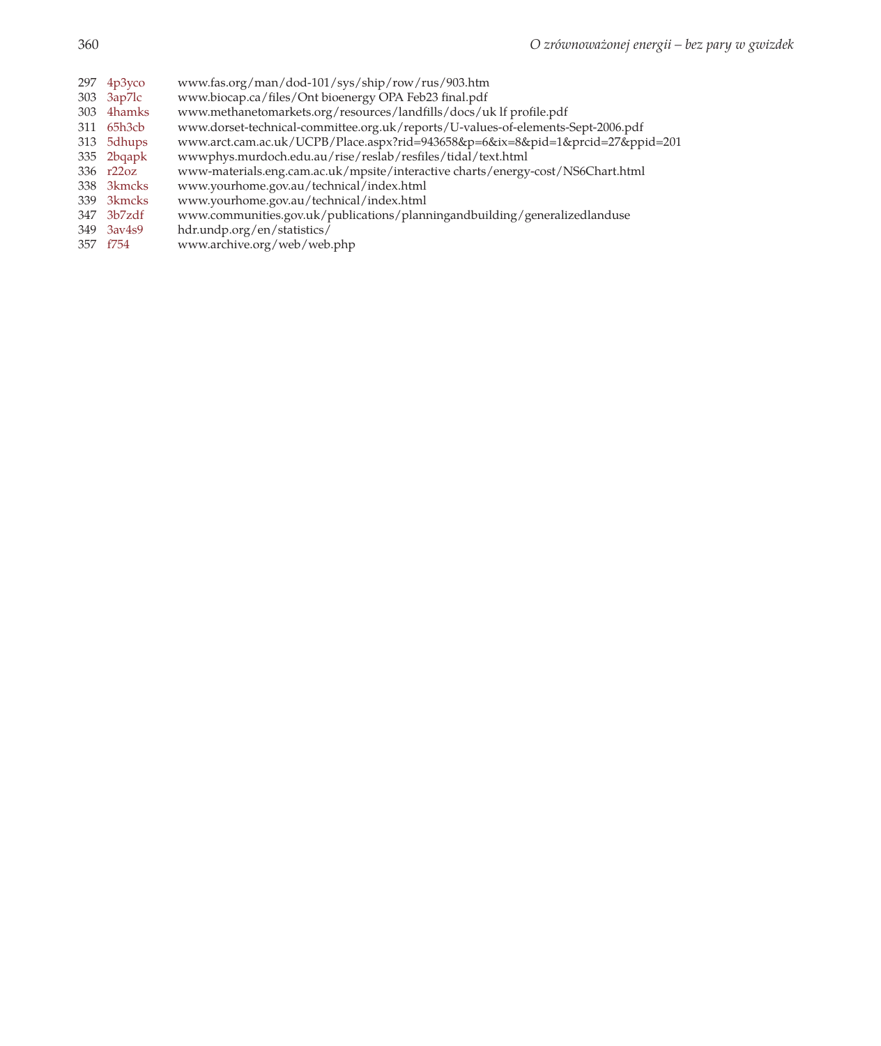| | | |
|---|---|---|
| 297 | 4p3yco | www.fas.org/man/dod-101/sys/ship/row/rus/903.htm |
| 303 | 3ap7lc | www.biocap.ca/files/Ont bioenergy OPA Feb23 final.pdf |
| 303 | 4hamks | www.methanetomarkets.org/resources/landfills/docs/uk lf profile.pdf |
| 311 | 65h3cb | www.dorset-technical-committee.org.uk/reports/U-values-of-elements-Sept-2006.pdf |
| 313 | 5dhups | www.arct.cam.ac.uk/UCPB/Place.aspx?rid=943658&p=6&ix=8&pid=1&prcid=27&ppid=201 |
| 335 | 2bqapk | wwwphys.murdoch.edu.au/rise/reslab/resfiles/tidal/text.html |
| 336 | r22oz | www-materials.eng.cam.ac.uk/mpsite/interactive charts/energy-cost/NS6Chart.html |
| 338 | 3kmcks | www.yourhome.gov.au/technical/index.html |
| 339 | 3kmcks | www.yourhome.gov.au/technical/index.html |
| 347 | 3b7zdf | www.communities.gov.uk/publications/planningandbuilding/generalizedlanduse |
| 349 | 3av4s9 | hdr.undp.org/en/statistics/ |
| 357 | f754 | www.archive.org/web/web.php |